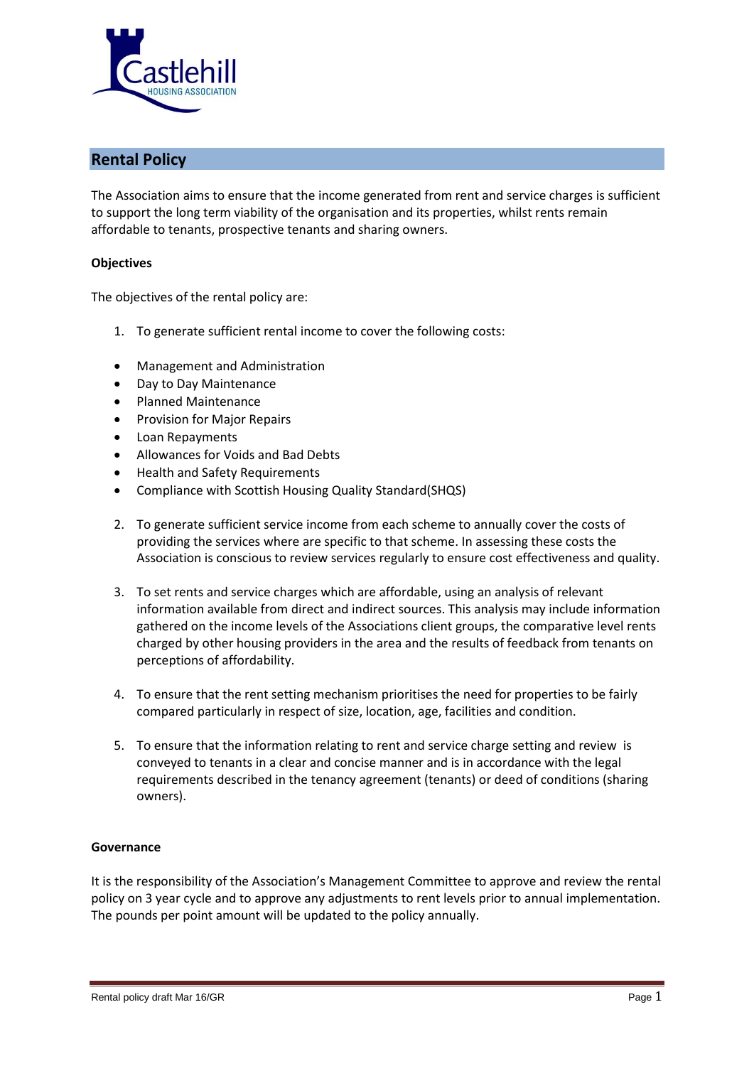## Rental Policy

The Association aims to ensure that the income generated from rent and service charges is sufficient to support the long term viability of the organisation and its properties, whilst rents remain affordable to tenants, prospective tenants and sharing owners.

**Objectives**

The objectives of the rental policy are:

1. To generate sufficient rental income to cover the following costs:

- Management and Administration
- Day to Day Maintenance
- Planned Maintenance
- Provision for Major Repairs
- Loan Repayments
- Allowances for Voids and Bad Debts
- Health and Safety Requirements
- Compliance with Scottish Housing Quality Standard(SHQS)

2. To generate sufficient service income from each scheme to annually cover the costs of providing the services where are specific to that scheme. In assessing these costs the Association is conscious to review services regularly to ensure cost effectiveness and quality.

3. To set rents and service charges which are affordable, using an analysis of relevant information available from direct and indirect sources. This analysis may include information gathered on the income levels of the Associations client groups, the comparative level rents charged by other housing providers in the area and the results of feedback from tenants on perceptions of affordability.

4. To ensure that the rent setting mechanism prioritises the need for properties to be fairly compared particularly in respect of size, location, age, facilities and condition.

5. To ensure that the information relating to rent and service charge setting and review is conveyed to tenants in a clear and concise manner and is in accordance with the legal requirements described in the tenancy agreement (tenants) or deed of conditions (sharing owners).

**Governance**

It is the responsibility of the Association's Management Committee to approve and review the rental policy on 3 year cycle and to approve any adjustments to rent levels prior to annual implementation. The pounds per point amount will be updated to the policy annually.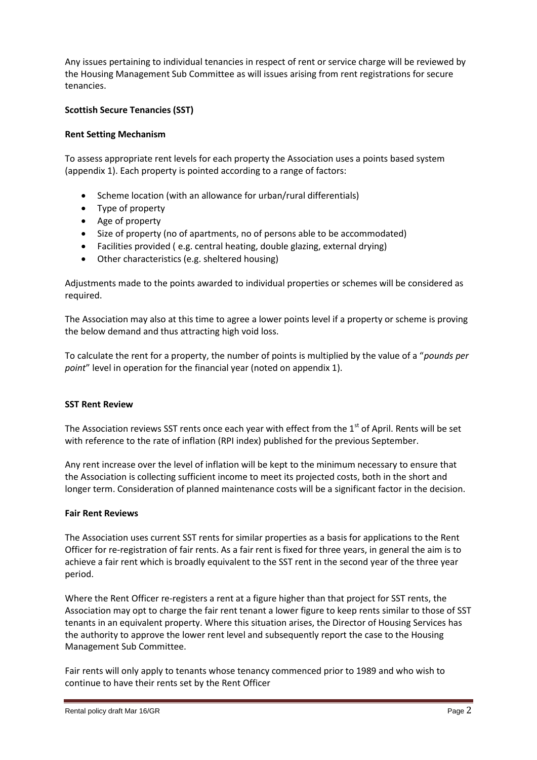Any issues pertaining to individual tenancies in respect of rent or service charge will be reviewed by the Housing Management Sub Committee as will issues arising from rent registrations for secure tenancies.

**Scottish Secure Tenancies (SST)**

**Rent Setting Mechanism**

To assess appropriate rent levels for each property the Association uses a points based system (appendix 1). Each property is pointed according to a range of factors:

- Scheme location (with an allowance for urban/rural differentials)
- Type of property
- Age of property
- Size of property (no of apartments, no of persons able to be accommodated)
- Facilities provided ( e.g. central heating, double glazing, external drying)
- Other characteristics (e.g. sheltered housing)

Adjustments made to the points awarded to individual properties or schemes will be considered as required.

The Association may also at this time to agree a lower points level if a property or scheme is proving the below demand and thus attracting high void loss.

To calculate the rent for a property, the number of points is multiplied by the value of a "*pounds per point*" level in operation for the financial year (noted on appendix 1).

**SST Rent Review**

The Association reviews SST rents once each year with effect from the 1st of April. Rents will be set with reference to the rate of inflation (RPI index) published for the previous September.

Any rent increase over the level of inflation will be kept to the minimum necessary to ensure that the Association is collecting sufficient income to meet its projected costs, both in the short and longer term. Consideration of planned maintenance costs will be a significant factor in the decision.

**Fair Rent Reviews**

The Association uses current SST rents for similar properties as a basis for applications to the Rent Officer for re-registration of fair rents. As a fair rent is fixed for three years, in general the aim is to achieve a fair rent which is broadly equivalent to the SST rent in the second year of the three year period.

Where the Rent Officer re-registers a rent at a figure higher than that project for SST rents, the Association may opt to charge the fair rent tenant a lower figure to keep rents similar to those of SST tenants in an equivalent property. Where this situation arises, the Director of Housing Services has the authority to approve the lower rent level and subsequently report the case to the Housing Management Sub Committee.

Fair rents will only apply to tenants whose tenancy commenced prior to 1989 and who wish to continue to have their rents set by the Rent Officer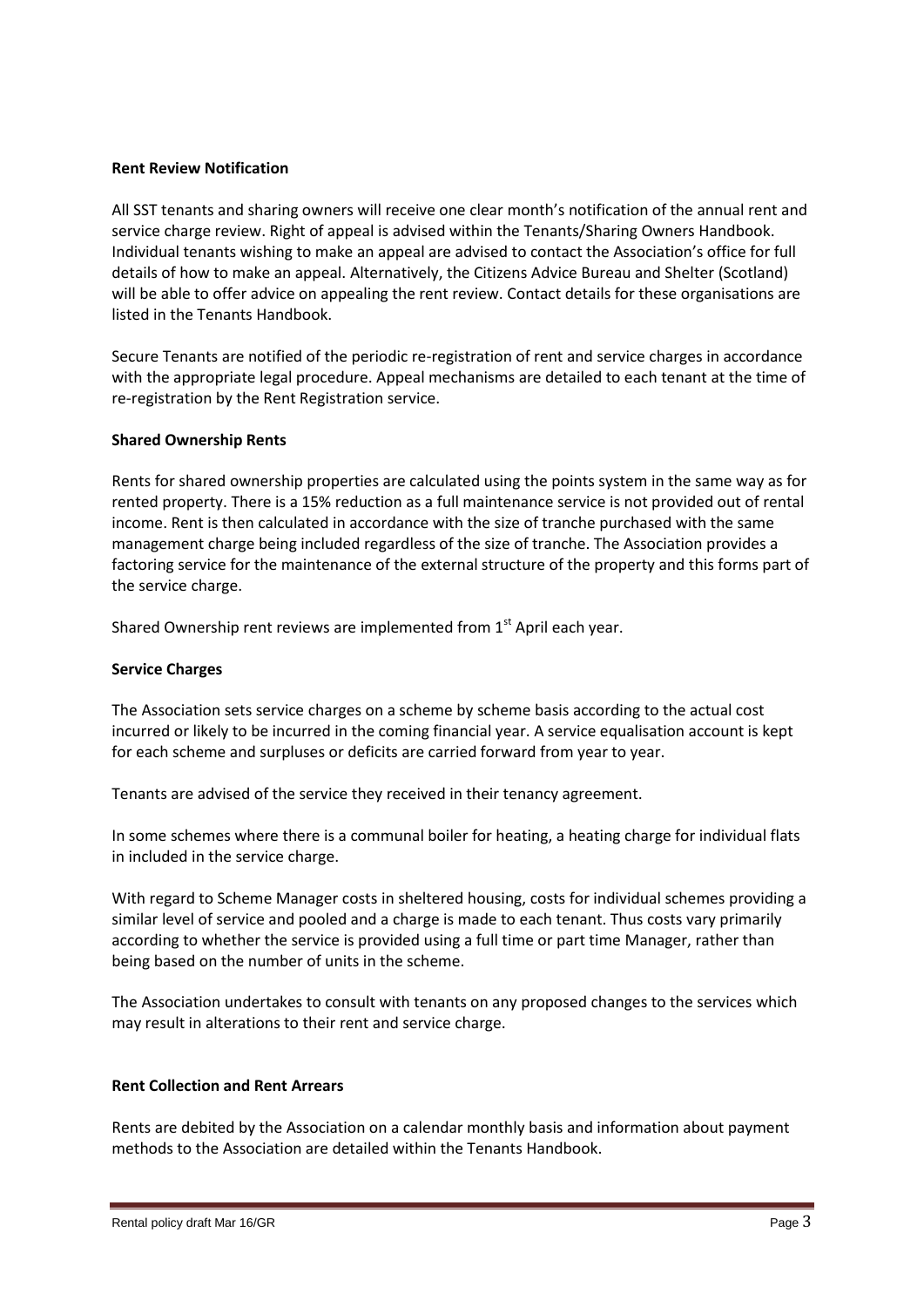**Rent Review Notification**

All SST tenants and sharing owners will receive one clear month's notification of the annual rent and service charge review. Right of appeal is advised within the Tenants/Sharing Owners Handbook. Individual tenants wishing to make an appeal are advised to contact the Association's office for full details of how to make an appeal. Alternatively, the Citizens Advice Bureau and Shelter (Scotland) will be able to offer advice on appealing the rent review. Contact details for these organisations are listed in the Tenants Handbook.

Secure Tenants are notified of the periodic re-registration of rent and service charges in accordance with the appropriate legal procedure. Appeal mechanisms are detailed to each tenant at the time of re-registration by the Rent Registration service.

**Shared Ownership Rents**

Rents for shared ownership properties are calculated using the points system in the same way as for rented property. There is a 15% reduction as a full maintenance service is not provided out of rental income. Rent is then calculated in accordance with the size of tranche purchased with the same management charge being included regardless of the size of tranche. The Association provides a factoring service for the maintenance of the external structure of the property and this forms part of the service charge.

Shared Ownership rent reviews are implemented from 1st April each year.

**Service Charges**

The Association sets service charges on a scheme by scheme basis according to the actual cost incurred or likely to be incurred in the coming financial year. A service equalisation account is kept for each scheme and surpluses or deficits are carried forward from year to year.

Tenants are advised of the service they received in their tenancy agreement.

In some schemes where there is a communal boiler for heating, a heating charge for individual flats in included in the service charge.

With regard to Scheme Manager costs in sheltered housing, costs for individual schemes providing a similar level of service and pooled and a charge is made to each tenant. Thus costs vary primarily according to whether the service is provided using a full time or part time Manager, rather than being based on the number of units in the scheme.

The Association undertakes to consult with tenants on any proposed changes to the services which may result in alterations to their rent and service charge.

**Rent Collection and Rent Arrears**

Rents are debited by the Association on a calendar monthly basis and information about payment methods to the Association are detailed within the Tenants Handbook.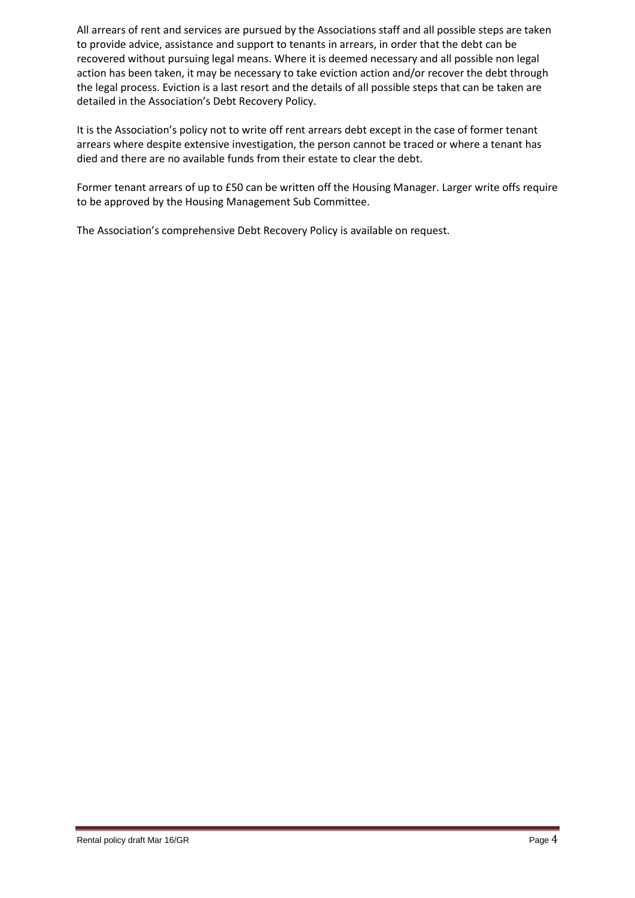All arrears of rent and services are pursued by the Associations staff and all possible steps are taken to provide advice, assistance and support to tenants in arrears, in order that the debt can be recovered without pursuing legal means. Where it is deemed necessary and all possible non legal action has been taken, it may be necessary to take eviction action and/or recover the debt through the legal process. Eviction is a last resort and the details of all possible steps that can be taken are detailed in the Association's Debt Recovery Policy.

It is the Association's policy not to write off rent arrears debt except in the case of former tenant arrears where despite extensive investigation, the person cannot be traced or where a tenant has died and there are no available funds from their estate to clear the debt.

Former tenant arrears of up to £50 can be written off the Housing Manager. Larger write offs require to be approved by the Housing Management Sub Committee.

The Association's comprehensive Debt Recovery Policy is available on request.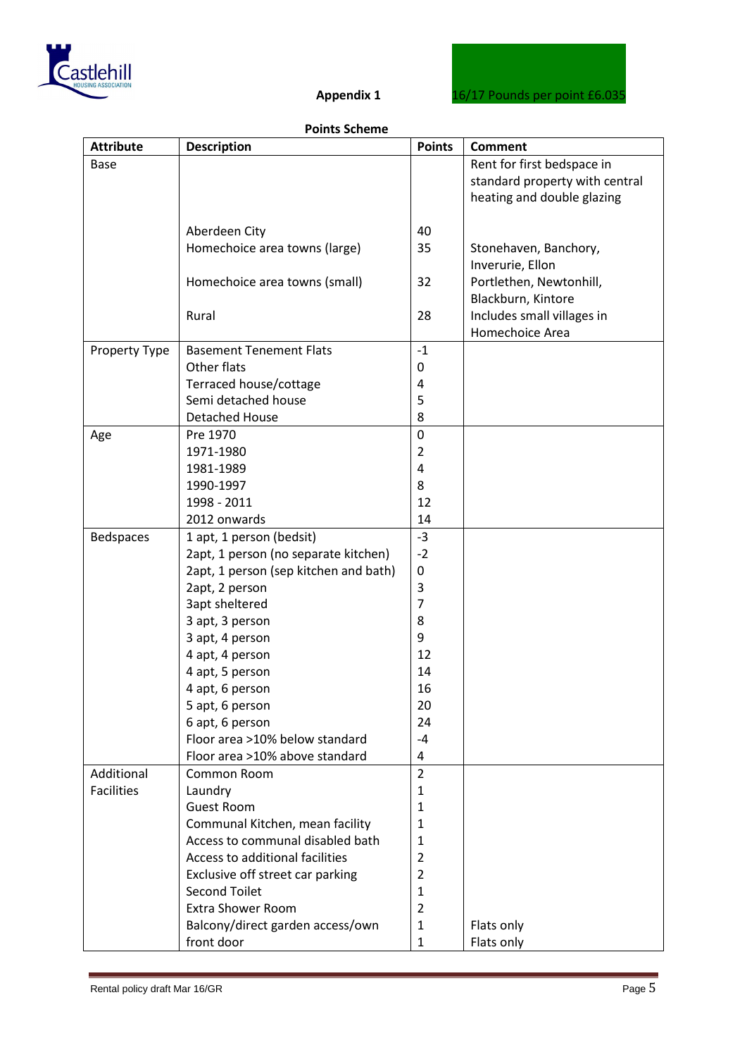Castlehill HOUSING ASSOCIATION

**Appendix 1**

16/17 Pounds per point £6.035

**Points Scheme**

| Attribute | Description | Points | Comment |
|---|---|---|---|
| Base | | | Rent for first bedspace in standard property with central heating and double glazing |
| | Aberdeen City | 40 | |
| | Homechoice area towns (large) | 35 | Stonehaven, Banchory, Inverurie, Ellon |
| | Homechoice area towns (small) | 32 | Portlethen, Newtonhill, Blackburn, Kintore |
| | Rural | 28 | Includes small villages in Homechoice Area |
| Property Type | Basement Tenement Flats | -1 | |
| | Other flats | 0 | |
| | Terraced house/cottage | 4 | |
| | Semi detached house | 5 | |
| | Detached House | 8 | |
| Age | Pre 1970 | 0 | |
| | 1971-1980 | 2 | |
| | 1981-1989 | 4 | |
| | 1990-1997 | 8 | |
| | 1998 - 2011 | 12 | |
| | 2012 onwards | 14 | |
| Bedspaces | 1 apt, 1 person (bedsit) | -3 | |
| | 2apt, 1 person (no separate kitchen) | -2 | |
| | 2apt, 1 person (sep kitchen and bath) | 0 | |
| | 2apt, 2 person | 3 | |
| | 3apt sheltered | 7 | |
| | 3 apt, 3 person | 8 | |
| | 3 apt, 4 person | 9 | |
| | 4 apt, 4 person | 12 | |
| | 4 apt, 5 person | 14 | |
| | 4 apt, 6 person | 16 | |
| | 5 apt, 6 person | 20 | |
| | 6 apt, 6 person | 24 | |
| | Floor area >10% below standard | -4 | |
| | Floor area >10% above standard | 4 | |
| Additional Facilities | Common Room | 2 | |
| | Laundry | 1 | |
| | Guest Room | 1 | |
| | Communal Kitchen, mean facility | 1 | |
| | Access to communal disabled bath | 1 | |
| | Access to additional facilities | 2 | |
| | Exclusive off street car parking | 2 | |
| | Second Toilet | 1 | |
| | Extra Shower Room | 2 | |
| | Balcony/direct garden access/own | 1 | Flats only |
| | front door | 1 | Flats only |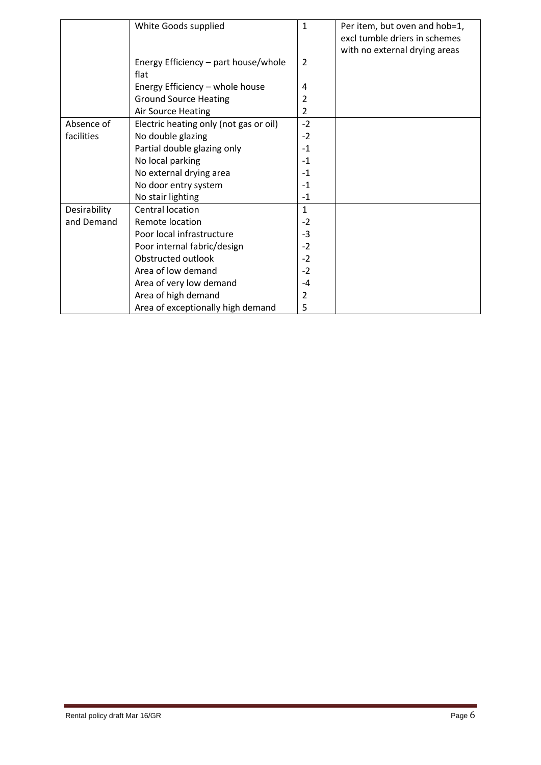| | | | |
|---|---|---|---|
| | White Goods supplied | 1 | Per item, but oven and hob=1, excl tumble driers in schemes with no external drying areas |
| | Energy Efficiency – part house/whole flat | 2 | |
| | Energy Efficiency – whole house | 4 | |
| | Ground Source Heating | 2 | |
| | Air Source Heating | 2 | |
| Absence of facilities | Electric heating only (not gas or oil) | -2 | |
| | No double glazing | -2 | |
| | Partial double glazing only | -1 | |
| | No local parking | -1 | |
| | No external drying area | -1 | |
| | No door entry system | -1 | |
| | No stair lighting | -1 | |
| Desirability and Demand | Central location | 1 | |
| | Remote location | -2 | |
| | Poor local infrastructure | -3 | |
| | Poor internal fabric/design | -2 | |
| | Obstructed outlook | -2 | |
| | Area of low demand | -2 | |
| | Area of very low demand | -4 | |
| | Area of high demand | 2 | |
| | Area of exceptionally high demand | 5 | |